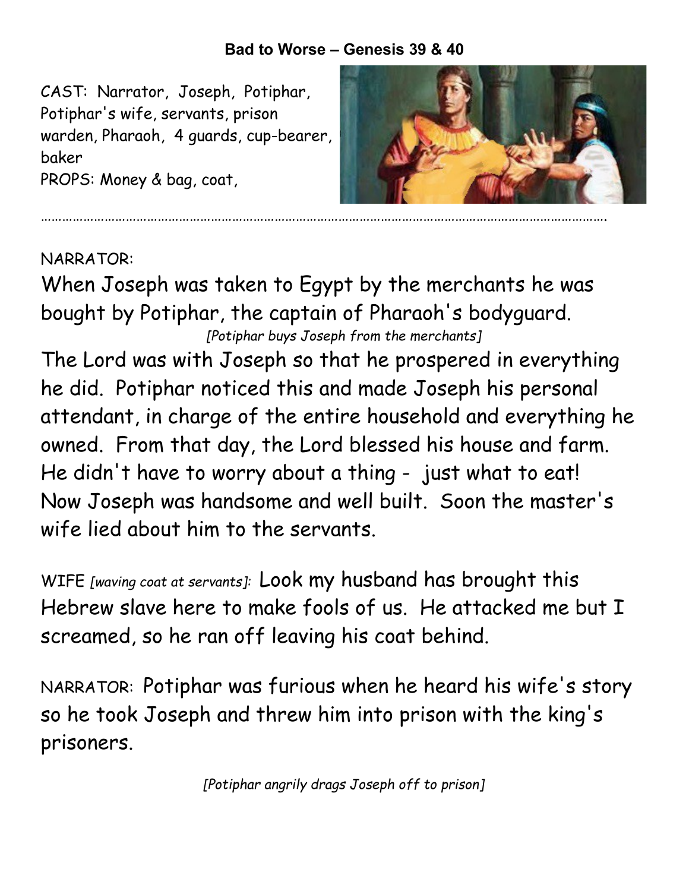# Bad to Worse – Genesis 39 & 40

CAST: Narrator, Joseph, Potiphar, Potiphar's wife, servants, prison warden, Pharaoh, 4 guards, cup-bearer, baker

PROPS: Money & bag, coat,

NARRATOR:

When Joseph was taken to Egypt by the merchants he was bought by Potiphar, the captain of Pharaoh's bodyguard.

*[Potiphar buys Joseph from the merchants]*

The Lord was with Joseph so that he prospered in everything he did. Potiphar noticed this and made Joseph his personal attendant, in charge of the entire household and everything he owned. From that day, the Lord blessed his house and farm. He didn't have to worry about a thing - just what to eat! Now Joseph was handsome and well built. Soon the master's wife lied about him to the servants.

WIFE *[waving coat at servants]:* Look my husband has brought this Hebrew slave here to make fools of us. He attacked me but I screamed, so he ran off leaving his coat behind.

NARRATOR: Potiphar was furious when he heard his wife's story so he took Joseph and threw him into prison with the king's prisoners.

*[Potiphar angrily drags Joseph off to prison]*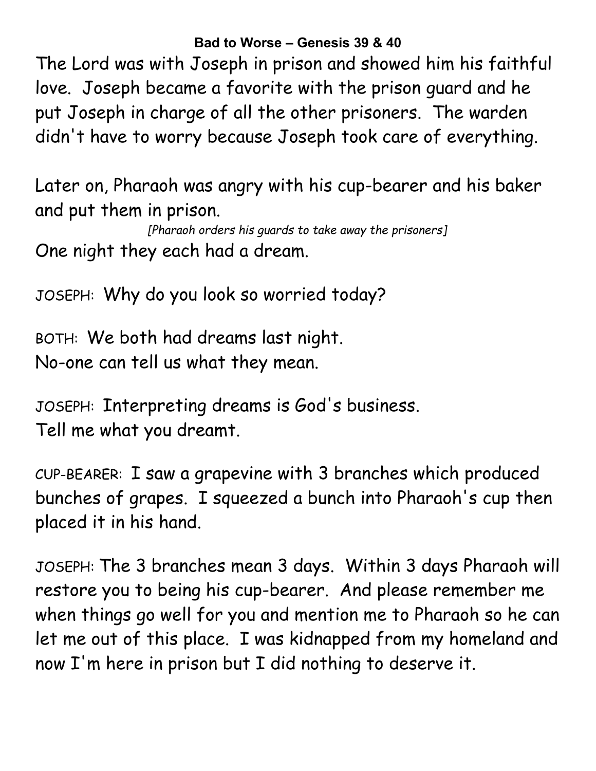**Bad to Worse – Genesis 39 & 40**

The Lord was with Joseph in prison and showed him his faithful love. Joseph became a favorite with the prison guard and he put Joseph in charge of all the other prisoners. The warden didn't have to worry because Joseph took care of everything.

Later on, Pharaoh was angry with his cup-bearer and his baker and put them in prison.

*[Pharaoh orders his guards to take away the prisoners]*

One night they each had a dream.

JOSEPH: Why do you look so worried today?

BOTH: We both had dreams last night.
No-one can tell us what they mean.

JOSEPH: Interpreting dreams is God's business.
Tell me what you dreamt.

CUP-BEARER: I saw a grapevine with 3 branches which produced bunches of grapes. I squeezed a bunch into Pharaoh's cup then placed it in his hand.

JOSEPH: The 3 branches mean 3 days. Within 3 days Pharaoh will restore you to being his cup-bearer. And please remember me when things go well for you and mention me to Pharaoh so he can let me out of this place. I was kidnapped from my homeland and now I'm here in prison but I did nothing to deserve it.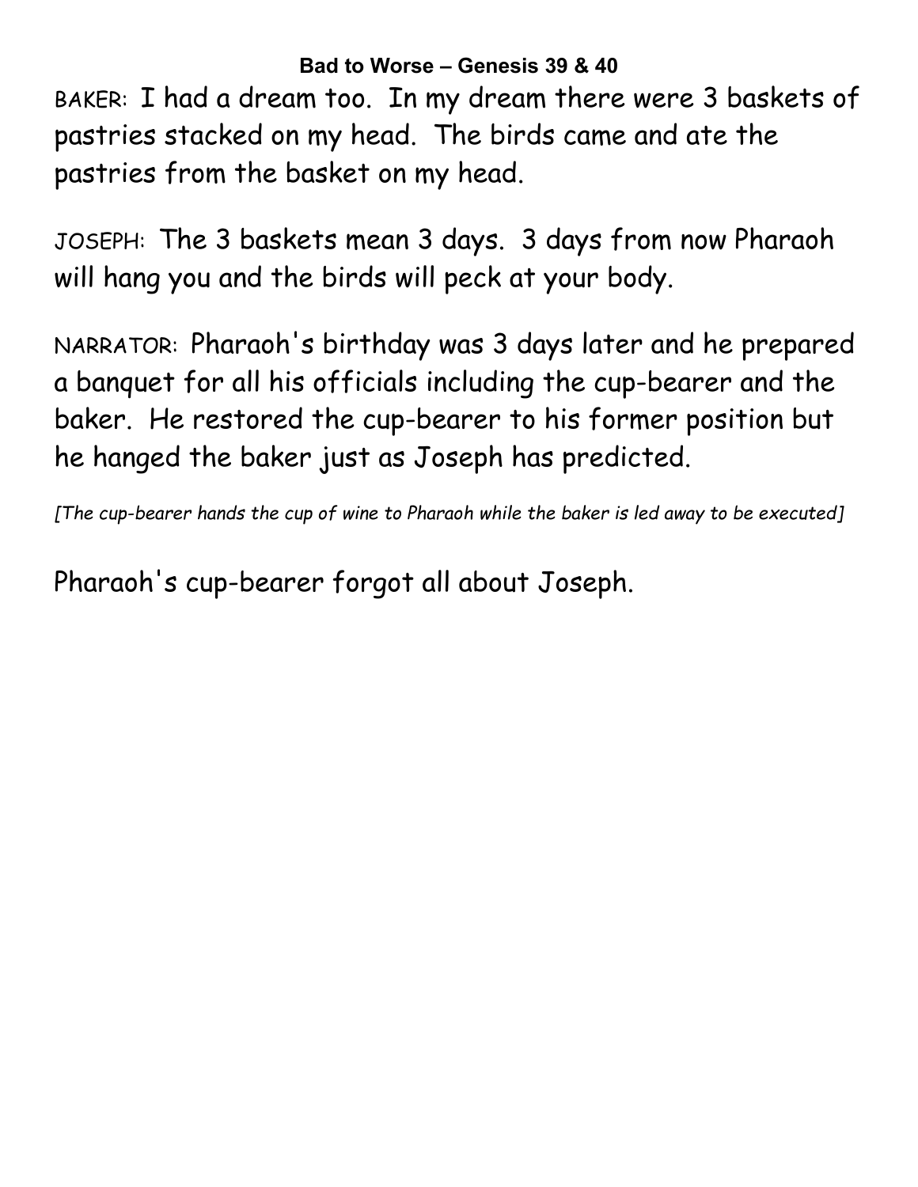BAKER: I had a dream too. In my dream there were 3 baskets of pastries stacked on my head. The birds came and ate the pastries from the basket on my head.

JOSEPH: The 3 baskets mean 3 days. 3 days from now Pharaoh will hang you and the birds will peck at your body.

NARRATOR: Pharaoh's birthday was 3 days later and he prepared a banquet for all his officials including the cup-bearer and the baker. He restored the cup-bearer to his former position but he hanged the baker just as Joseph has predicted.

*[The cup-bearer hands the cup of wine to Pharaoh while the baker is led away to be executed]*

Pharaoh's cup-bearer forgot all about Joseph.